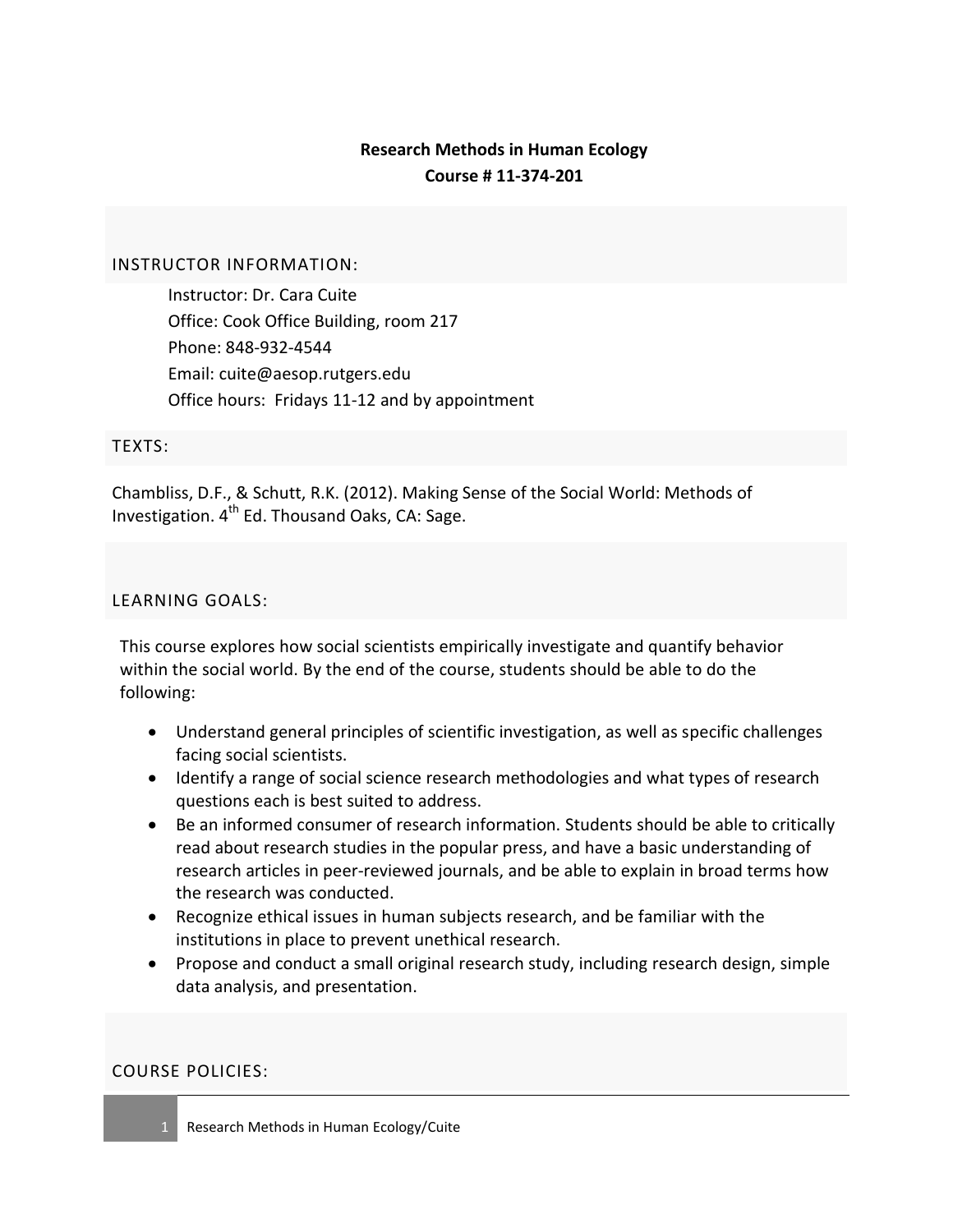# Research Methods in Human Ecology

**Course # 11-374-201**

## INSTRUCTOR INFORMATION:

Instructor: Dr. Cara Cuite
Office: Cook Office Building, room 217
Phone: 848-932-4544
Email: cuite@aesop.rutgers.edu
Office hours: Fridays 11-12 and by appointment

## TEXTS:

Chambliss, D.F., & Schutt, R.K. (2012). Making Sense of the Social World: Methods of Investigation. 4th Ed. Thousand Oaks, CA: Sage.

## LEARNING GOALS:

This course explores how social scientists empirically investigate and quantify behavior within the social world. By the end of the course, students should be able to do the following:

- Understand general principles of scientific investigation, as well as specific challenges facing social scientists.
- Identify a range of social science research methodologies and what types of research questions each is best suited to address.
- Be an informed consumer of research information. Students should be able to critically read about research studies in the popular press, and have a basic understanding of research articles in peer-reviewed journals, and be able to explain in broad terms how the research was conducted.
- Recognize ethical issues in human subjects research, and be familiar with the institutions in place to prevent unethical research.
- Propose and conduct a small original research study, including research design, simple data analysis, and presentation.

## COURSE POLICIES: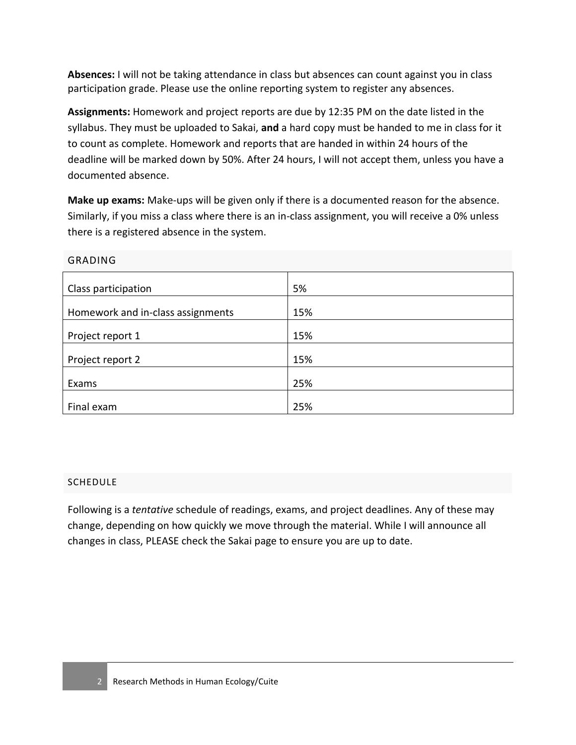**Absences:** I will not be taking attendance in class but absences can count against you in class participation grade. Please use the online reporting system to register any absences.

**Assignments:** Homework and project reports are due by 12:35 PM on the date listed in the syllabus. They must be uploaded to Sakai, **and** a hard copy must be handed to me in class for it to count as complete. Homework and reports that are handed in within 24 hours of the deadline will be marked down by 50%. After 24 hours, I will not accept them, unless you have a documented absence.

**Make up exams:** Make-ups will be given only if there is a documented reason for the absence. Similarly, if you miss a class where there is an in-class assignment, you will receive a 0% unless there is a registered absence in the system.

## GRADING

| Component | Weight |
| --- | --- |
| Class participation | 5% |
| Homework and in-class assignments | 15% |
| Project report 1 | 15% |
| Project report 2 | 15% |
| Exams | 25% |
| Final exam | 25% |

## SCHEDULE

Following is a *tentative* schedule of readings, exams, and project deadlines. Any of these may change, depending on how quickly we move through the material. While I will announce all changes in class, PLEASE check the Sakai page to ensure you are up to date.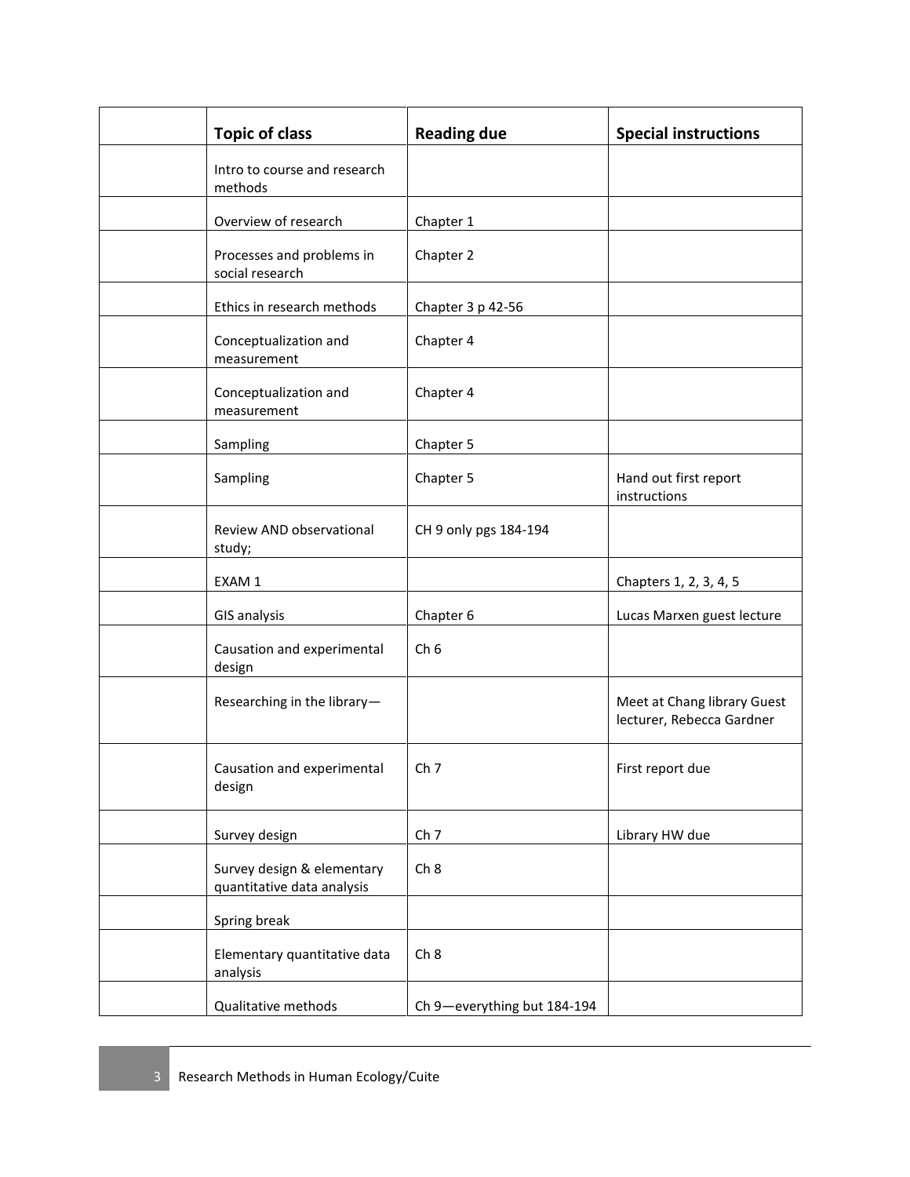| | Topic of class | Reading due | Special instructions |
|---|---|---|---|
| | Intro to course and research methods | | |
| | Overview of research | Chapter 1 | |
| | Processes and problems in social research | Chapter 2 | |
| | Ethics in research methods | Chapter 3 p 42-56 | |
| | Conceptualization and measurement | Chapter 4 | |
| | Conceptualization and measurement | Chapter 4 | |
| | Sampling | Chapter 5 | |
| | Sampling | Chapter 5 | Hand out first report instructions |
| | Review AND observational study; | CH 9 only pgs 184-194 | |
| | EXAM 1 | | Chapters 1, 2, 3, 4, 5 |
| | GIS analysis | Chapter 6 | Lucas Marxen guest lecture |
| | Causation and experimental design | Ch 6 | |
| | Researching in the library— | | Meet at Chang library Guest lecturer, Rebecca Gardner |
| | Causation and experimental design | Ch 7 | First report due |
| | Survey design | Ch 7 | Library HW due |
| | Survey design & elementary quantitative data analysis | Ch 8 | |
| | Spring break | | |
| | Elementary quantitative data analysis | Ch 8 | |
| | Qualitative methods | Ch 9—everything but 184-194 | |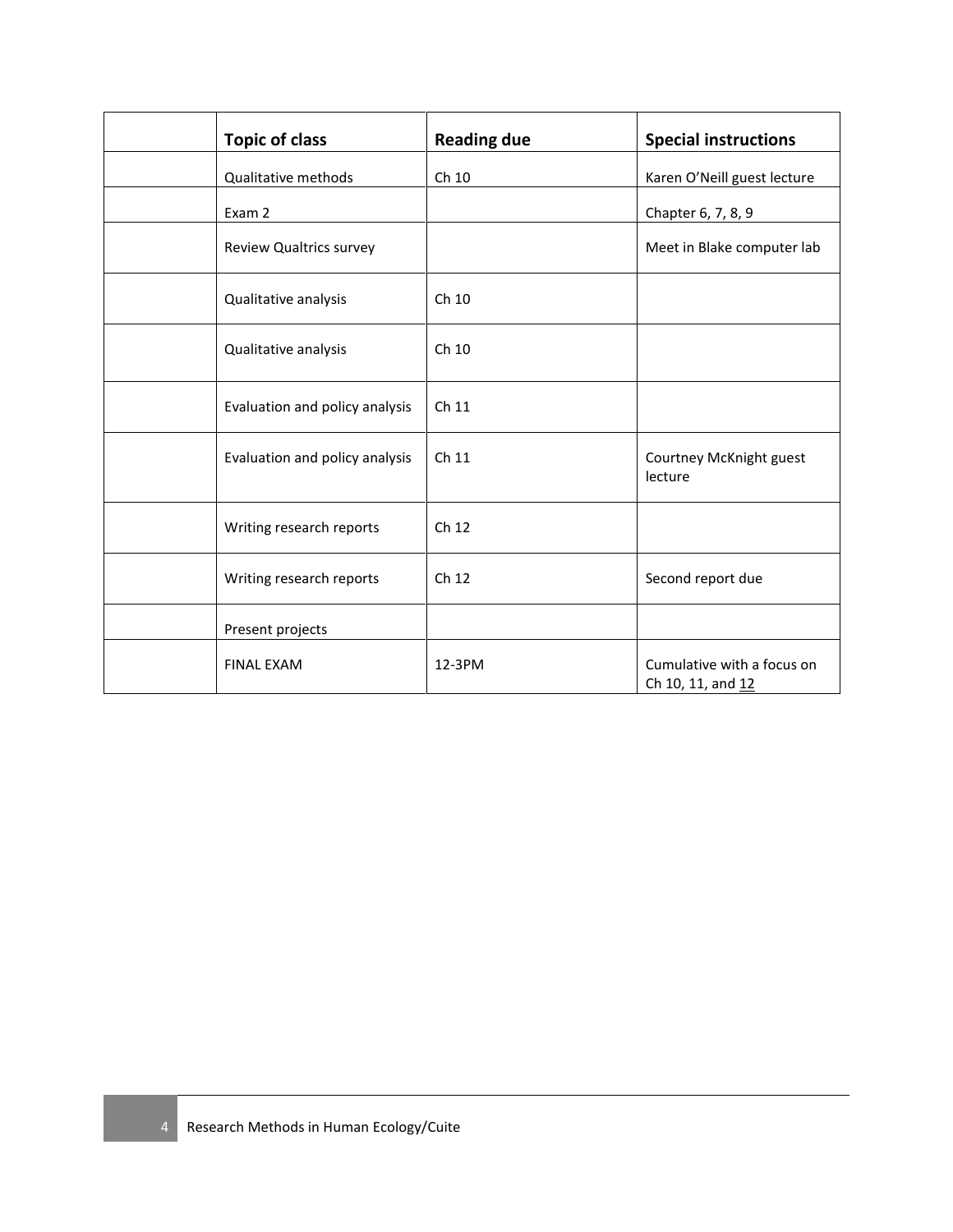| | Topic of class | Reading due | Special instructions |
|---|---|---|---|
| | Qualitative methods | Ch 10 | Karen O'Neill guest lecture |
| | Exam 2 | | Chapter 6, 7, 8, 9 |
| | Review Qualtrics survey | | Meet in Blake computer lab |
| | Qualitative analysis | Ch 10 | |
| | Qualitative analysis | Ch 10 | |
| | Evaluation and policy analysis | Ch 11 | |
| | Evaluation and policy analysis | Ch 11 | Courtney McKnight guest lecture |
| | Writing research reports | Ch 12 | |
| | Writing research reports | Ch 12 | Second report due |
| | Present projects | | |
| | FINAL EXAM | 12-3PM | Cumulative with a focus on Ch 10, 11, and 12 |